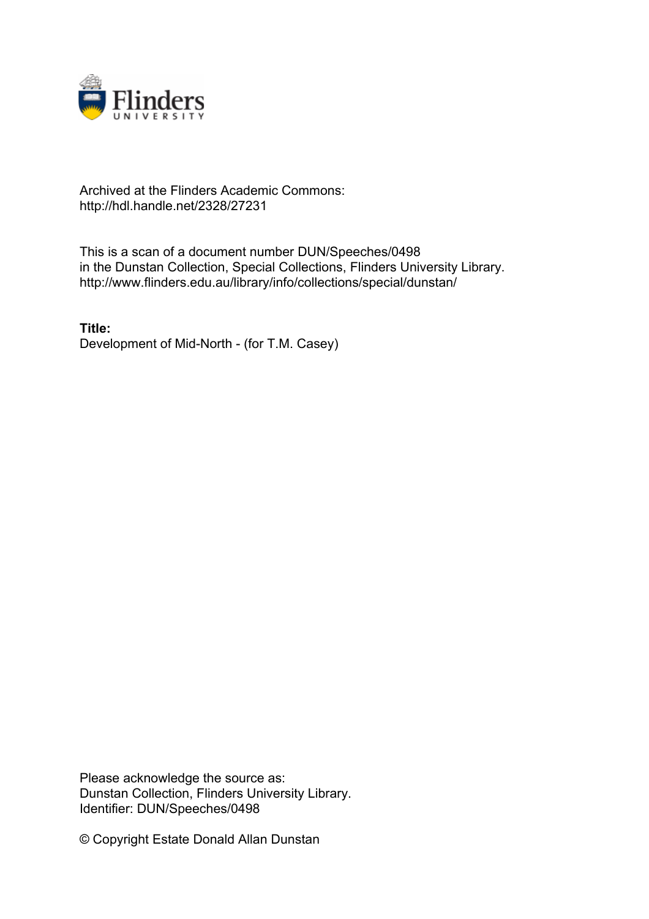Archived at the Flinders Academic Commons:
http://hdl.handle.net/2328/27231

This is a scan of a document number DUN/Speeches/0498
in the Dunstan Collection, Special Collections, Flinders University Library.
http://www.flinders.edu.au/library/info/collections/special/dunstan/

**Title:**
Development of Mid-North - (for T.M. Casey)

Please acknowledge the source as:
Dunstan Collection, Flinders University Library.
Identifier: DUN/Speeches/0498

© Copyright Estate Donald Allan Dunstan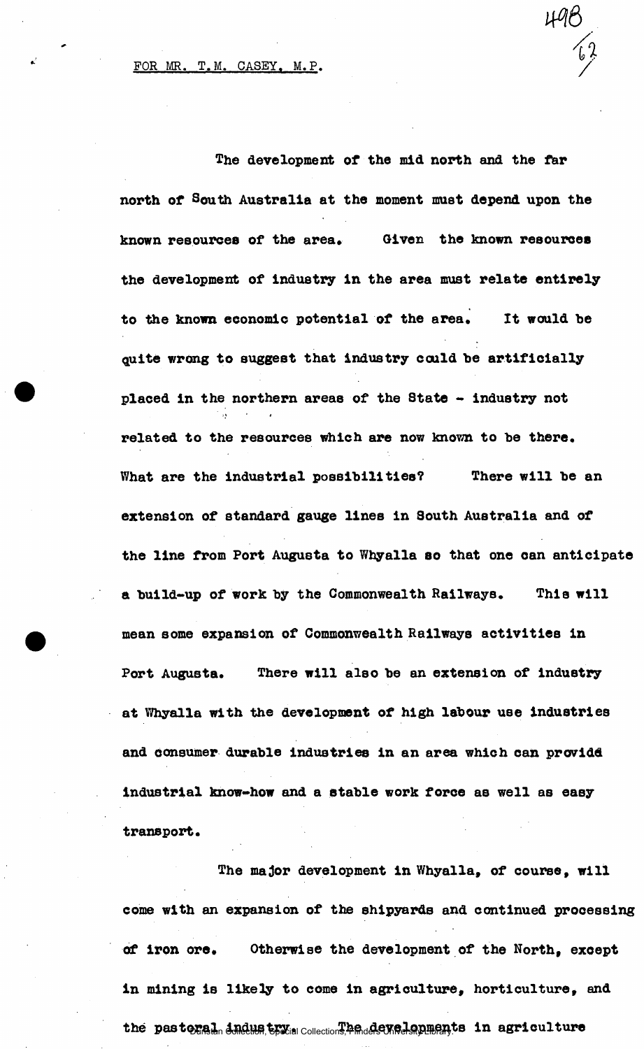FOR MR. T.M. CASEY, M.P.

The development of the mid north and the far north of South Australia at the moment must depend upon the known resources of the area. Given the known resources the development of industry in the area must relate entirely to the known economic potential of the area. It would be quite wrong to suggest that industry could be artificially placed in the northern areas of the State - industry not related to the resources which are now known to be there. What are the industrial possibilities? There will be an extension of standard gauge lines in South Australia and of the line from Port Augusta to Whyalla so that one can anticipate a build-up of work by the Commonwealth Railways. This will mean some expansion of Commonwealth Railways activities in Port Augusta. There will also be an extension of industry at Whyalla with the development of high labour use industries and consumer durable industries in an area which can provide industrial know-how and a stable work force as well as easy transport.

The major development in Whyalla, of course, will come with an expansion of the shipyards and continued processing of iron ore. Otherwise the development of the North, except in mining is likely to come in agriculture, horticulture, and the pastoral industry. The developments in agriculture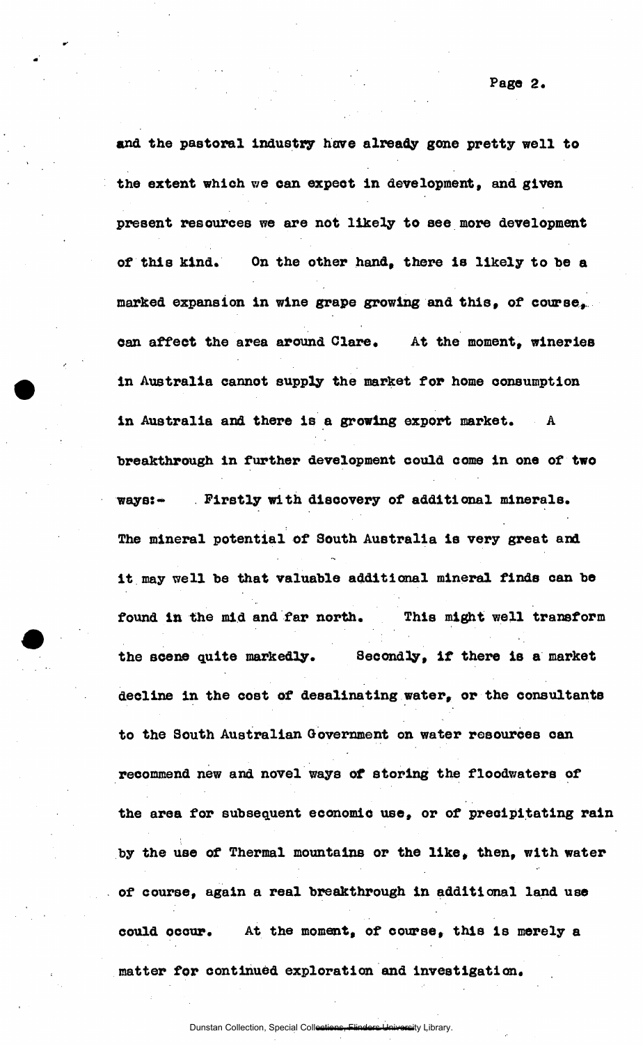and the pastoral industry have already gone pretty well to the extent which we can expect in development, and given present resources we are not likely to see more development of this kind. On the other hand, there is likely to be a marked expansion in wine grape growing and this, of course, can affect the area around Clare. At the moment, wineries in Australia cannot supply the market for home consumption in Australia and there is a growing export market. A breakthrough in further development could come in one of two ways:- Firstly with discovery of additional minerals. The mineral potential of South Australia is very great and it may well be that valuable additional mineral finds can be found in the mid and far north. This might well transform the scene quite markedly. Secondly, if there is a market decline in the cost of desalinating water, or the consultants to the South Australian Government on water resources can recommend new and novel ways of storing the floodwaters of the area for subsequent economic use, or of precipitating rain by the use of Thermal mountains or the like, then, with water of course, again a real breakthrough in additional land use could occur. At the moment, of course, this is merely a matter for continued exploration and investigation.